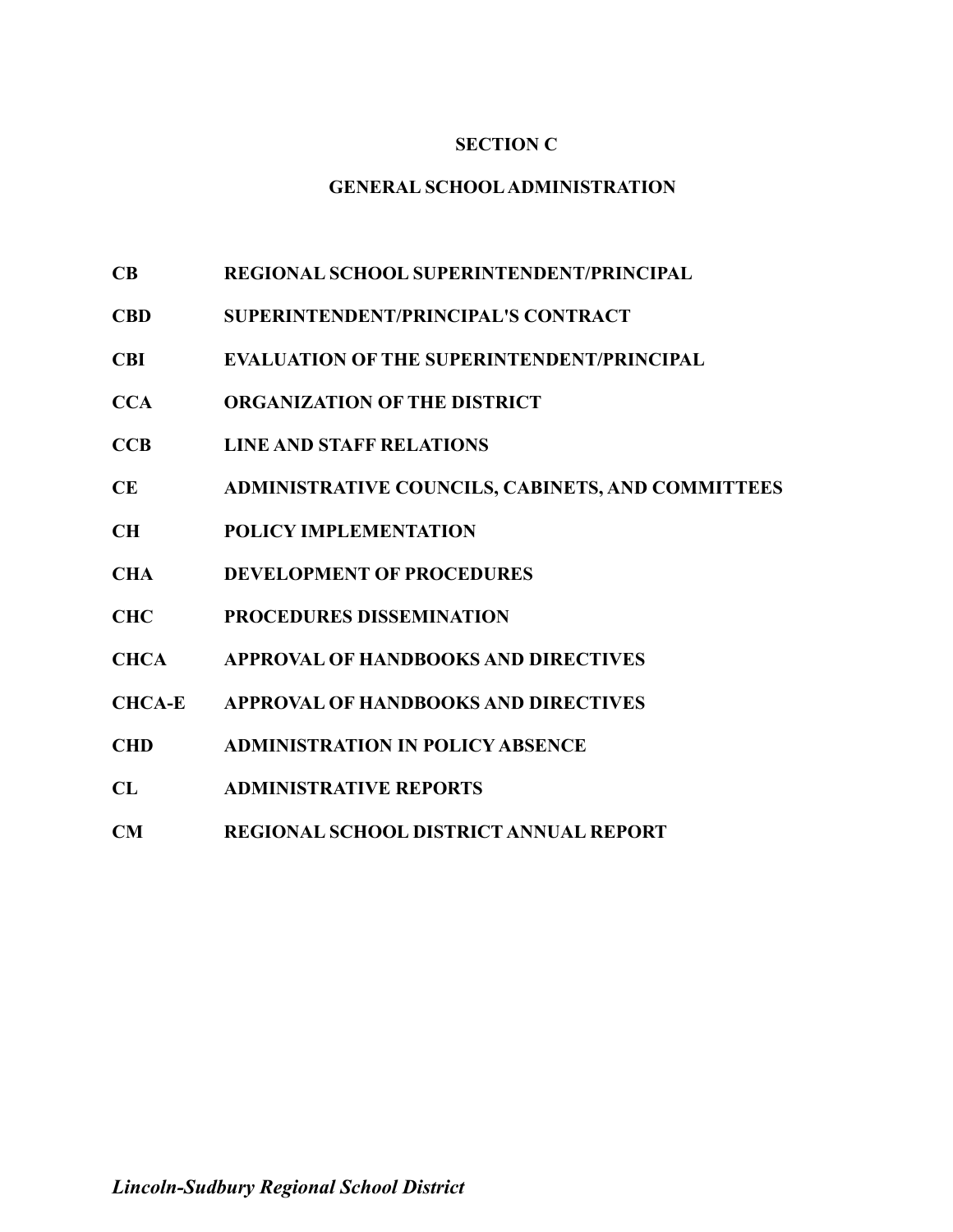# SECTION C

## GENERAL SCHOOL ADMINISTRATION

| | |
|---|---|
| **CB** | **REGIONAL SCHOOL SUPERINTENDENT/PRINCIPAL** |
| **CBD** | **SUPERINTENDENT/PRINCIPAL'S CONTRACT** |
| **CBI** | **EVALUATION OF THE SUPERINTENDENT/PRINCIPAL** |
| **CCA** | **ORGANIZATION OF THE DISTRICT** |
| **CCB** | **LINE AND STAFF RELATIONS** |
| **CE** | **ADMINISTRATIVE COUNCILS, CABINETS, AND COMMITTEES** |
| **CH** | **POLICY IMPLEMENTATION** |
| **CHA** | **DEVELOPMENT OF PROCEDURES** |
| **CHC** | **PROCEDURES DISSEMINATION** |
| **CHCA** | **APPROVAL OF HANDBOOKS AND DIRECTIVES** |
| **CHCA-E** | **APPROVAL OF HANDBOOKS AND DIRECTIVES** |
| **CHD** | **ADMINISTRATION IN POLICY ABSENCE** |
| **CL** | **ADMINISTRATIVE REPORTS** |
| **CM** | **REGIONAL SCHOOL DISTRICT ANNUAL REPORT** |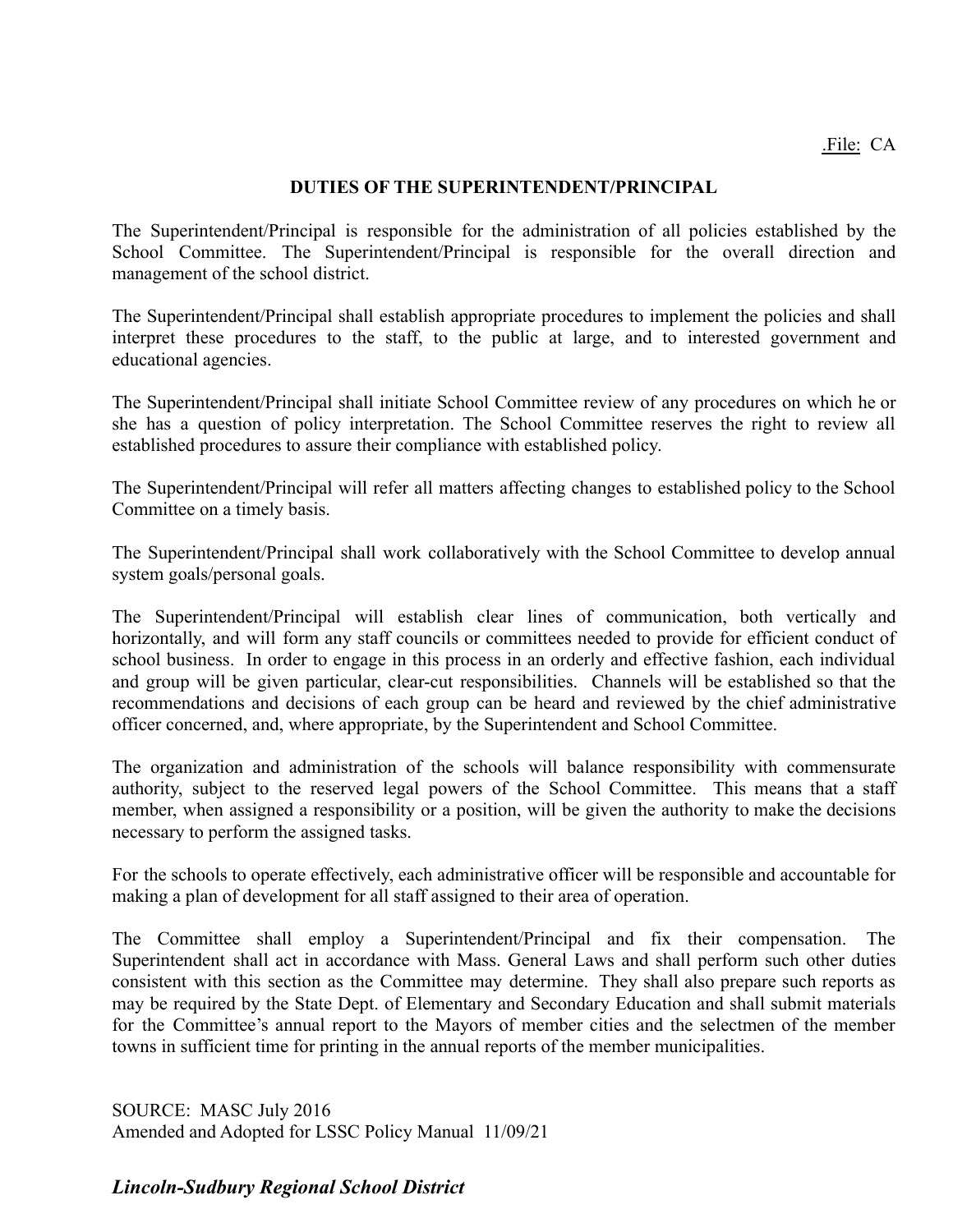.File: CA

## DUTIES OF THE SUPERINTENDENT/PRINCIPAL

The Superintendent/Principal is responsible for the administration of all policies established by the School Committee. The Superintendent/Principal is responsible for the overall direction and management of the school district.

The Superintendent/Principal shall establish appropriate procedures to implement the policies and shall interpret these procedures to the staff, to the public at large, and to interested government and educational agencies.

The Superintendent/Principal shall initiate School Committee review of any procedures on which he or she has a question of policy interpretation. The School Committee reserves the right to review all established procedures to assure their compliance with established policy.

The Superintendent/Principal will refer all matters affecting changes to established policy to the School Committee on a timely basis.

The Superintendent/Principal shall work collaboratively with the School Committee to develop annual system goals/personal goals.

The Superintendent/Principal will establish clear lines of communication, both vertically and horizontally, and will form any staff councils or committees needed to provide for efficient conduct of school business. In order to engage in this process in an orderly and effective fashion, each individual and group will be given particular, clear-cut responsibilities. Channels will be established so that the recommendations and decisions of each group can be heard and reviewed by the chief administrative officer concerned, and, where appropriate, by the Superintendent and School Committee.

The organization and administration of the schools will balance responsibility with commensurate authority, subject to the reserved legal powers of the School Committee. This means that a staff member, when assigned a responsibility or a position, will be given the authority to make the decisions necessary to perform the assigned tasks.

For the schools to operate effectively, each administrative officer will be responsible and accountable for making a plan of development for all staff assigned to their area of operation.

The Committee shall employ a Superintendent/Principal and fix their compensation. The Superintendent shall act in accordance with Mass. General Laws and shall perform such other duties consistent with this section as the Committee may determine. They shall also prepare such reports as may be required by the State Dept. of Elementary and Secondary Education and shall submit materials for the Committee's annual report to the Mayors of member cities and the selectmen of the member towns in sufficient time for printing in the annual reports of the member municipalities.

SOURCE: MASC July 2016
Amended and Adopted for LSSC Policy Manual 11/09/21

***Lincoln-Sudbury Regional School District***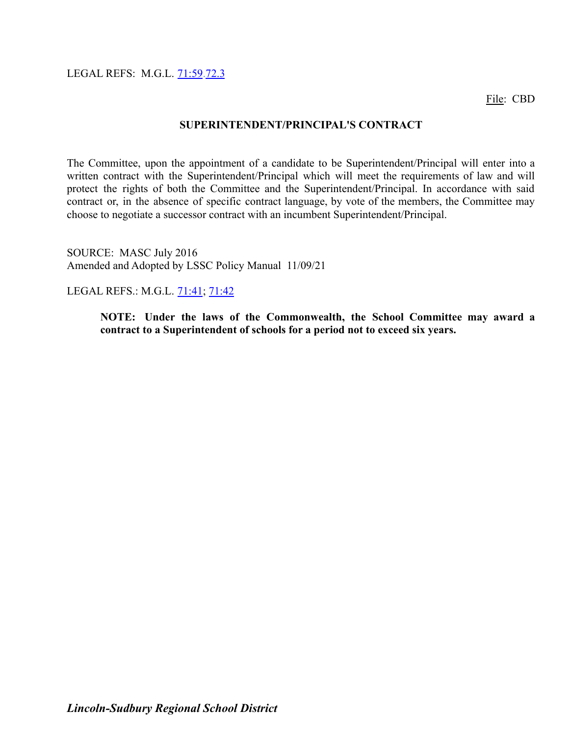LEGAL REFS: M.G.L. 71:59 72.3

File: CBD

## SUPERINTENDENT/PRINCIPAL'S CONTRACT

The Committee, upon the appointment of a candidate to be Superintendent/Principal will enter into a written contract with the Superintendent/Principal which will meet the requirements of law and will protect the rights of both the Committee and the Superintendent/Principal. In accordance with said contract or, in the absence of specific contract language, by vote of the members, the Committee may choose to negotiate a successor contract with an incumbent Superintendent/Principal.

SOURCE: MASC July 2016
Amended and Adopted by LSSC Policy Manual 11/09/21

LEGAL REFS.: M.G.L. 71:41; 71:42

> **NOTE: Under the laws of the Commonwealth, the School Committee may award a contract to a Superintendent of schools for a period not to exceed six years.**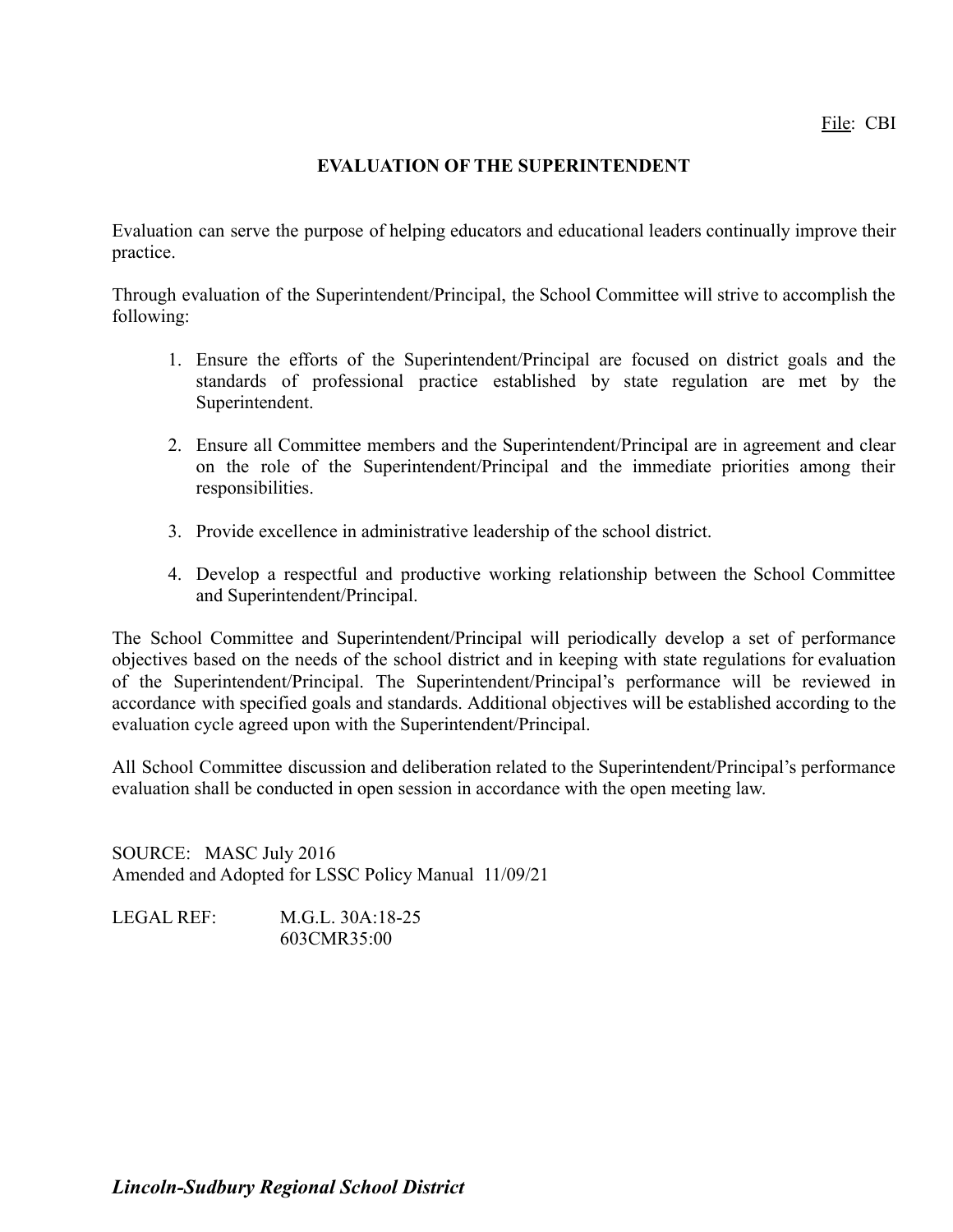File: CBI

# EVALUATION OF THE SUPERINTENDENT

Evaluation can serve the purpose of helping educators and educational leaders continually improve their practice.

Through evaluation of the Superintendent/Principal, the School Committee will strive to accomplish the following:

1. Ensure the efforts of the Superintendent/Principal are focused on district goals and the standards of professional practice established by state regulation are met by the Superintendent.

2. Ensure all Committee members and the Superintendent/Principal are in agreement and clear on the role of the Superintendent/Principal and the immediate priorities among their responsibilities.

3. Provide excellence in administrative leadership of the school district.

4. Develop a respectful and productive working relationship between the School Committee and Superintendent/Principal.

The School Committee and Superintendent/Principal will periodically develop a set of performance objectives based on the needs of the school district and in keeping with state regulations for evaluation of the Superintendent/Principal. The Superintendent/Principal's performance will be reviewed in accordance with specified goals and standards. Additional objectives will be established according to the evaluation cycle agreed upon with the Superintendent/Principal.

All School Committee discussion and deliberation related to the Superintendent/Principal's performance evaluation shall be conducted in open session in accordance with the open meeting law.

SOURCE: MASC July 2016
Amended and Adopted for LSSC Policy Manual 11/09/21

LEGAL REF: M.G.L. 30A:18-25
603CMR35:00

*Lincoln-Sudbury Regional School District*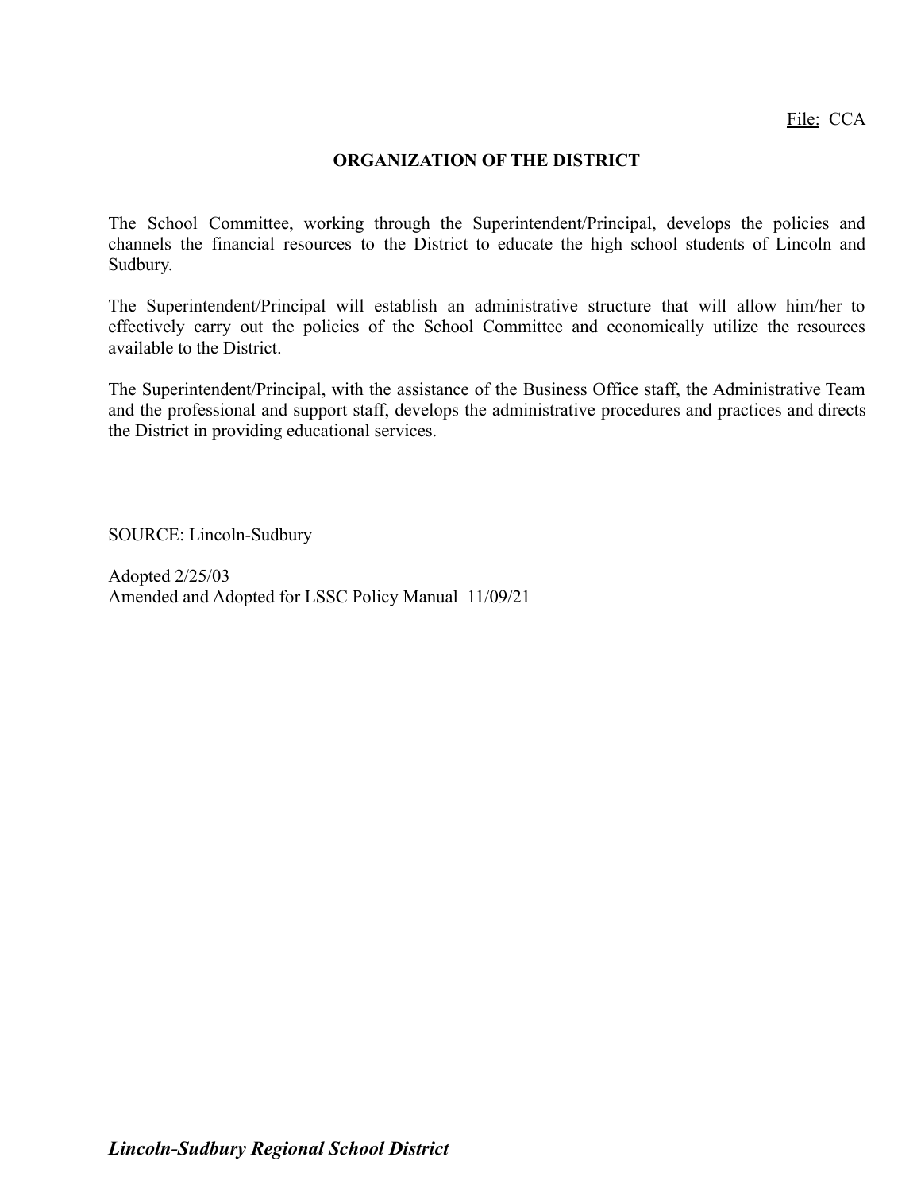File: CCA

## ORGANIZATION OF THE DISTRICT

The School Committee, working through the Superintendent/Principal, develops the policies and channels the financial resources to the District to educate the high school students of Lincoln and Sudbury.

The Superintendent/Principal will establish an administrative structure that will allow him/her to effectively carry out the policies of the School Committee and economically utilize the resources available to the District.

The Superintendent/Principal, with the assistance of the Business Office staff, the Administrative Team and the professional and support staff, develops the administrative procedures and practices and directs the District in providing educational services.

SOURCE: Lincoln-Sudbury

Adopted 2/25/03
Amended and Adopted for LSSC Policy Manual 11/09/21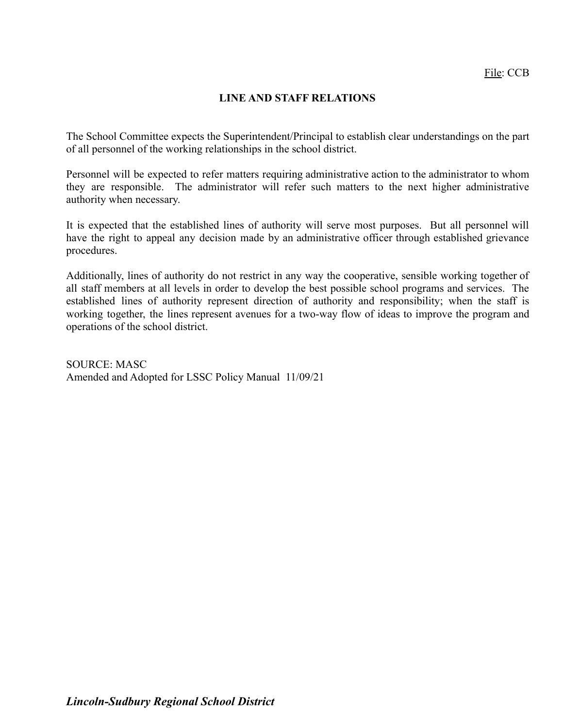File: CCB

# LINE AND STAFF RELATIONS

The School Committee expects the Superintendent/Principal to establish clear understandings on the part of all personnel of the working relationships in the school district.

Personnel will be expected to refer matters requiring administrative action to the administrator to whom they are responsible. The administrator will refer such matters to the next higher administrative authority when necessary.

It is expected that the established lines of authority will serve most purposes. But all personnel will have the right to appeal any decision made by an administrative officer through established grievance procedures.

Additionally, lines of authority do not restrict in any way the cooperative, sensible working together of all staff members at all levels in order to develop the best possible school programs and services. The established lines of authority represent direction of authority and responsibility; when the staff is working together, the lines represent avenues for a two-way flow of ideas to improve the program and operations of the school district.

SOURCE: MASC
Amended and Adopted for LSSC Policy Manual 11/09/21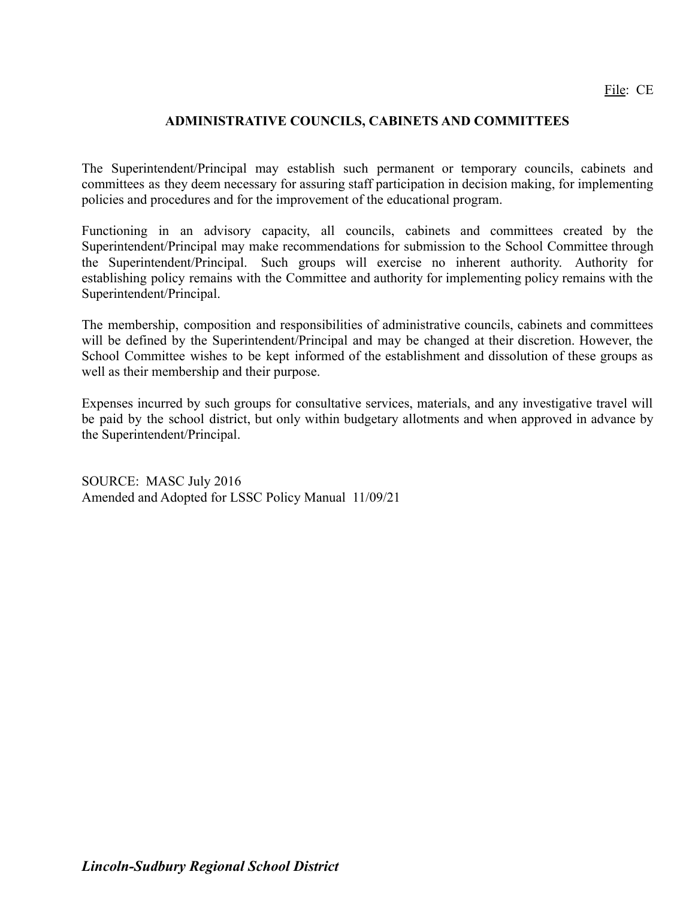File: CE

## ADMINISTRATIVE COUNCILS, CABINETS AND COMMITTEES

The Superintendent/Principal may establish such permanent or temporary councils, cabinets and committees as they deem necessary for assuring staff participation in decision making, for implementing policies and procedures and for the improvement of the educational program.

Functioning in an advisory capacity, all councils, cabinets and committees created by the Superintendent/Principal may make recommendations for submission to the School Committee through the Superintendent/Principal. Such groups will exercise no inherent authority. Authority for establishing policy remains with the Committee and authority for implementing policy remains with the Superintendent/Principal.

The membership, composition and responsibilities of administrative councils, cabinets and committees will be defined by the Superintendent/Principal and may be changed at their discretion. However, the School Committee wishes to be kept informed of the establishment and dissolution of these groups as well as their membership and their purpose.

Expenses incurred by such groups for consultative services, materials, and any investigative travel will be paid by the school district, but only within budgetary allotments and when approved in advance by the Superintendent/Principal.

SOURCE: MASC July 2016
Amended and Adopted for LSSC Policy Manual 11/09/21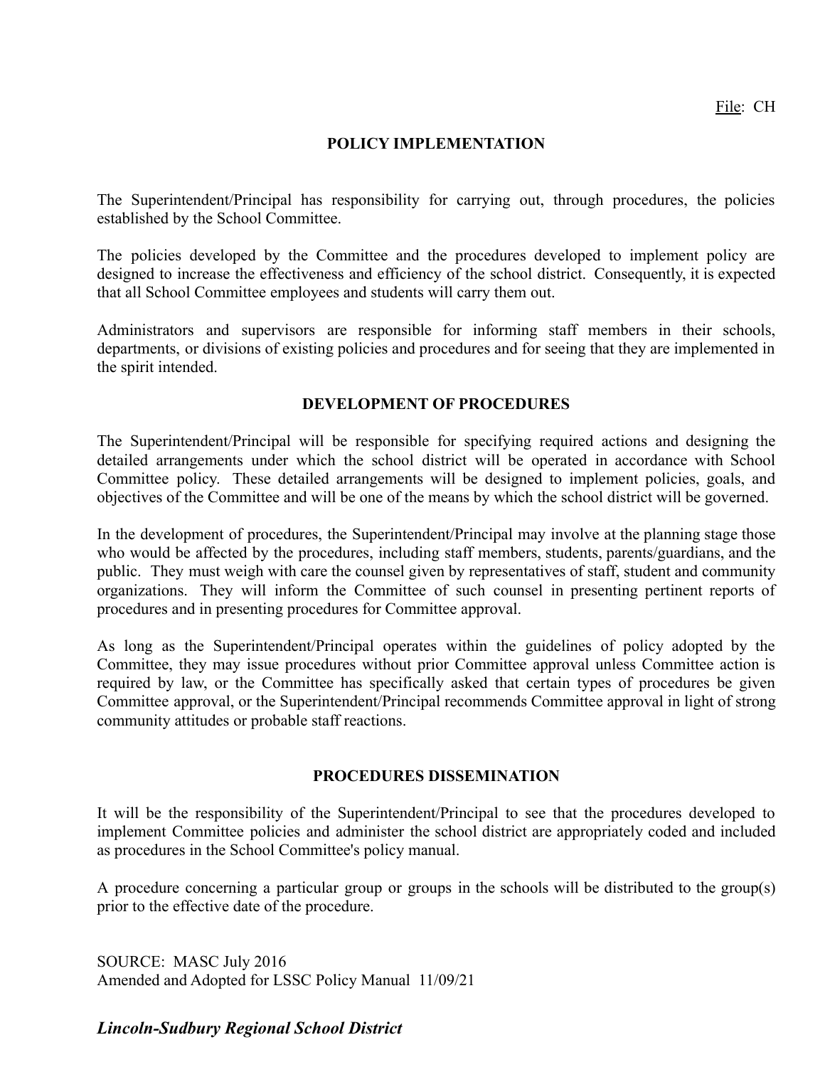File: CH

## POLICY IMPLEMENTATION

The Superintendent/Principal has responsibility for carrying out, through procedures, the policies established by the School Committee.

The policies developed by the Committee and the procedures developed to implement policy are designed to increase the effectiveness and efficiency of the school district. Consequently, it is expected that all School Committee employees and students will carry them out.

Administrators and supervisors are responsible for informing staff members in their schools, departments, or divisions of existing policies and procedures and for seeing that they are implemented in the spirit intended.

## DEVELOPMENT OF PROCEDURES

The Superintendent/Principal will be responsible for specifying required actions and designing the detailed arrangements under which the school district will be operated in accordance with School Committee policy. These detailed arrangements will be designed to implement policies, goals, and objectives of the Committee and will be one of the means by which the school district will be governed.

In the development of procedures, the Superintendent/Principal may involve at the planning stage those who would be affected by the procedures, including staff members, students, parents/guardians, and the public. They must weigh with care the counsel given by representatives of staff, student and community organizations. They will inform the Committee of such counsel in presenting pertinent reports of procedures and in presenting procedures for Committee approval.

As long as the Superintendent/Principal operates within the guidelines of policy adopted by the Committee, they may issue procedures without prior Committee approval unless Committee action is required by law, or the Committee has specifically asked that certain types of procedures be given Committee approval, or the Superintendent/Principal recommends Committee approval in light of strong community attitudes or probable staff reactions.

## PROCEDURES DISSEMINATION

It will be the responsibility of the Superintendent/Principal to see that the procedures developed to implement Committee policies and administer the school district are appropriately coded and included as procedures in the School Committee's policy manual.

A procedure concerning a particular group or groups in the schools will be distributed to the group(s) prior to the effective date of the procedure.

SOURCE: MASC July 2016
Amended and Adopted for LSSC Policy Manual 11/09/21

***Lincoln-Sudbury Regional School District***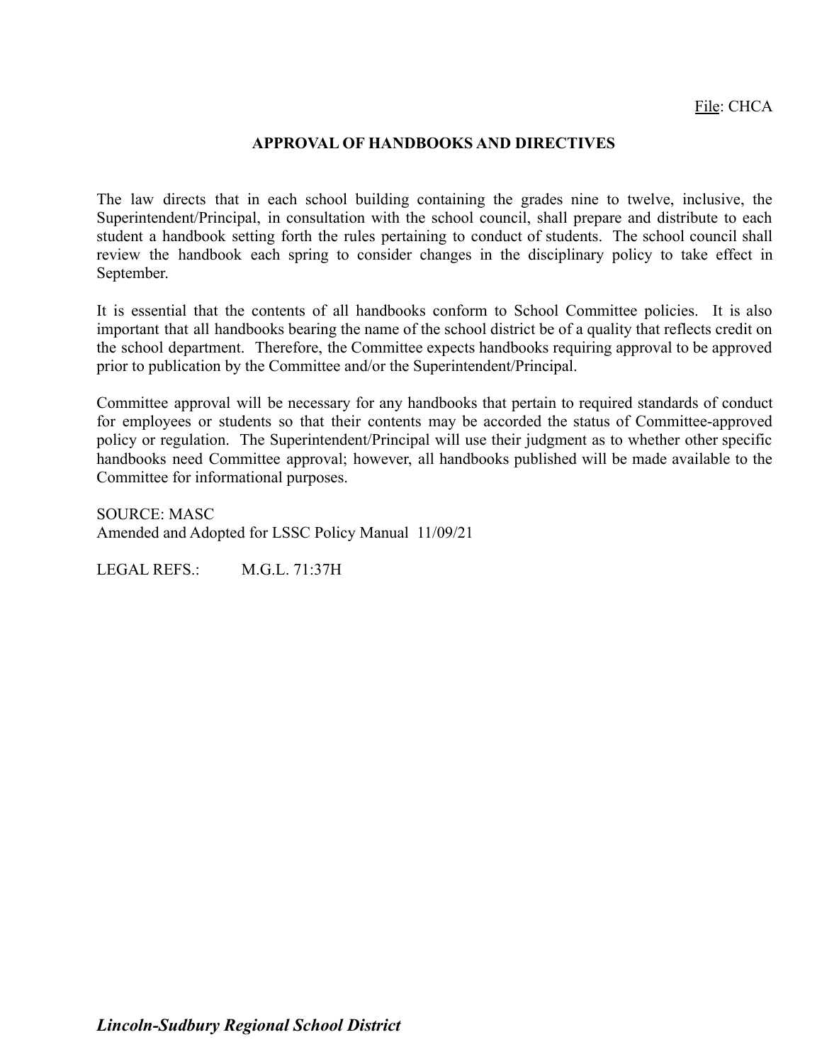File: CHCA

## APPROVAL OF HANDBOOKS AND DIRECTIVES

The law directs that in each school building containing the grades nine to twelve, inclusive, the Superintendent/Principal, in consultation with the school council, shall prepare and distribute to each student a handbook setting forth the rules pertaining to conduct of students. The school council shall review the handbook each spring to consider changes in the disciplinary policy to take effect in September.

It is essential that the contents of all handbooks conform to School Committee policies. It is also important that all handbooks bearing the name of the school district be of a quality that reflects credit on the school department. Therefore, the Committee expects handbooks requiring approval to be approved prior to publication by the Committee and/or the Superintendent/Principal.

Committee approval will be necessary for any handbooks that pertain to required standards of conduct for employees or students so that their contents may be accorded the status of Committee-approved policy or regulation. The Superintendent/Principal will use their judgment as to whether other specific handbooks need Committee approval; however, all handbooks published will be made available to the Committee for informational purposes.

SOURCE: MASC
Amended and Adopted for LSSC Policy Manual 11/09/21

LEGAL REFS.: M.G.L. 71:37H

***Lincoln-Sudbury Regional School District***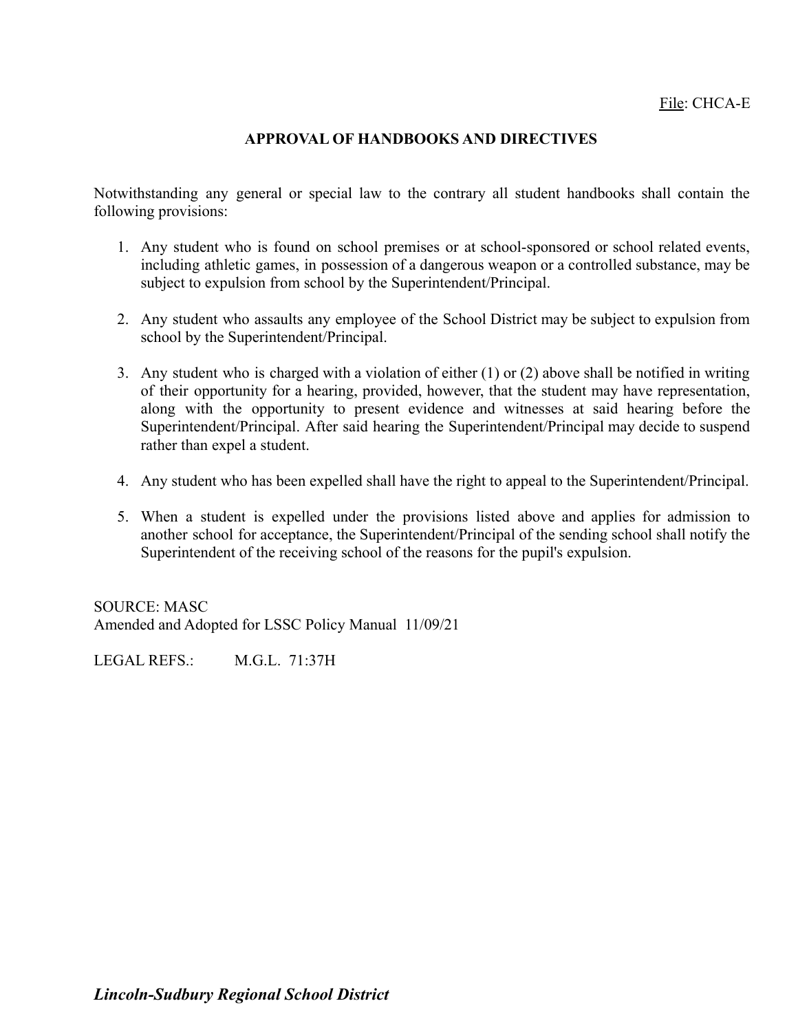File: CHCA-E

## APPROVAL OF HANDBOOKS AND DIRECTIVES

Notwithstanding any general or special law to the contrary all student handbooks shall contain the following provisions:

1. Any student who is found on school premises or at school-sponsored or school related events, including athletic games, in possession of a dangerous weapon or a controlled substance, may be subject to expulsion from school by the Superintendent/Principal.

2. Any student who assaults any employee of the School District may be subject to expulsion from school by the Superintendent/Principal.

3. Any student who is charged with a violation of either (1) or (2) above shall be notified in writing of their opportunity for a hearing, provided, however, that the student may have representation, along with the opportunity to present evidence and witnesses at said hearing before the Superintendent/Principal. After said hearing the Superintendent/Principal may decide to suspend rather than expel a student.

4. Any student who has been expelled shall have the right to appeal to the Superintendent/Principal.

5. When a student is expelled under the provisions listed above and applies for admission to another school for acceptance, the Superintendent/Principal of the sending school shall notify the Superintendent of the receiving school of the reasons for the pupil's expulsion.

SOURCE: MASC
Amended and Adopted for LSSC Policy Manual 11/09/21

LEGAL REFS.: M.G.L. 71:37H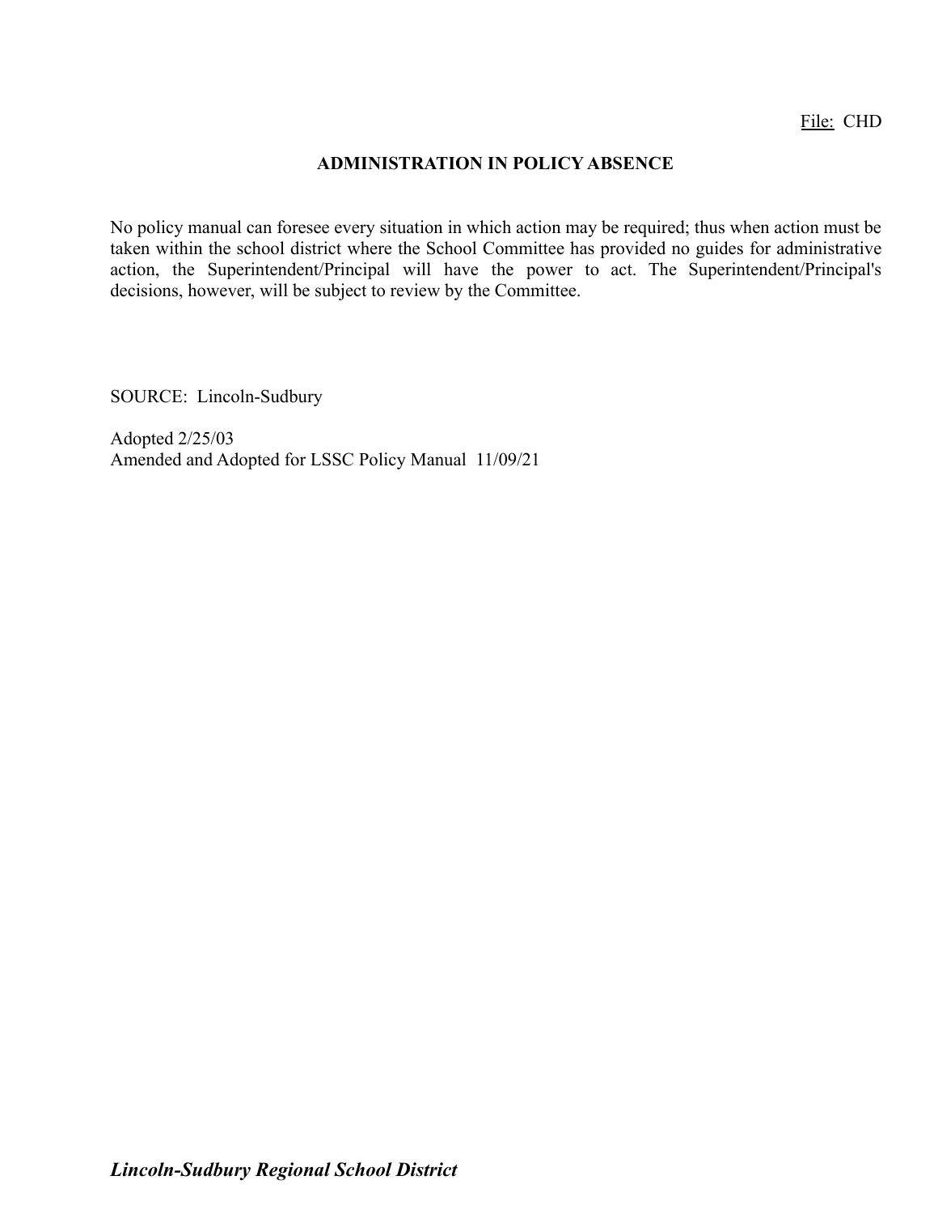File: CHD

# ADMINISTRATION IN POLICY ABSENCE

No policy manual can foresee every situation in which action may be required; thus when action must be taken within the school district where the School Committee has provided no guides for administrative action, the Superintendent/Principal will have the power to act. The Superintendent/Principal's decisions, however, will be subject to review by the Committee.

SOURCE: Lincoln-Sudbury

Adopted 2/25/03
Amended and Adopted for LSSC Policy Manual 11/09/21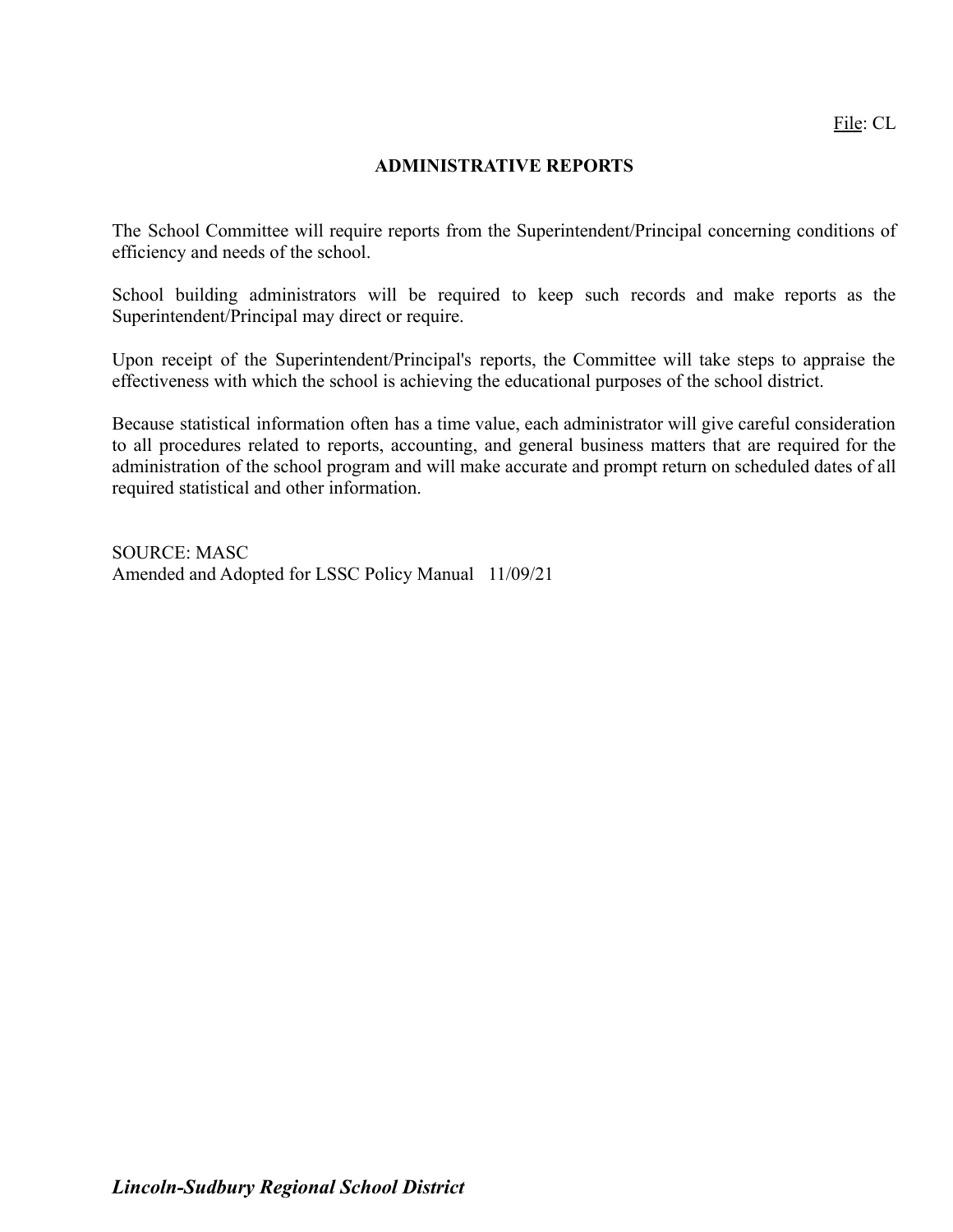File: CL

# ADMINISTRATIVE REPORTS

The School Committee will require reports from the Superintendent/Principal concerning conditions of efficiency and needs of the school.

School building administrators will be required to keep such records and make reports as the Superintendent/Principal may direct or require.

Upon receipt of the Superintendent/Principal's reports, the Committee will take steps to appraise the effectiveness with which the school is achieving the educational purposes of the school district.

Because statistical information often has a time value, each administrator will give careful consideration to all procedures related to reports, accounting, and general business matters that are required for the administration of the school program and will make accurate and prompt return on scheduled dates of all required statistical and other information.

SOURCE: MASC
Amended and Adopted for LSSC Policy Manual 11/09/21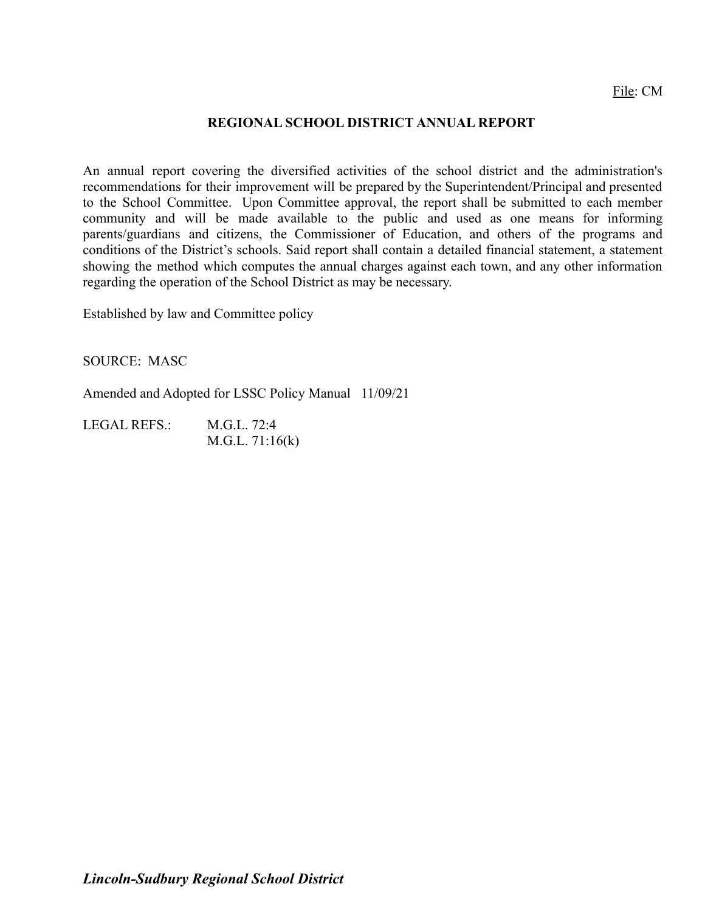File: CM

# REGIONAL SCHOOL DISTRICT ANNUAL REPORT

An annual report covering the diversified activities of the school district and the administration's recommendations for their improvement will be prepared by the Superintendent/Principal and presented to the School Committee. Upon Committee approval, the report shall be submitted to each member community and will be made available to the public and used as one means for informing parents/guardians and citizens, the Commissioner of Education, and others of the programs and conditions of the District's schools. Said report shall contain a detailed financial statement, a statement showing the method which computes the annual charges against each town, and any other information regarding the operation of the School District as may be necessary.

Established by law and Committee policy

SOURCE: MASC

Amended and Adopted for LSSC Policy Manual 11/09/21

LEGAL REFS.: M.G.L. 72:4
M.G.L. 71:16(k)

***Lincoln-Sudbury Regional School District***